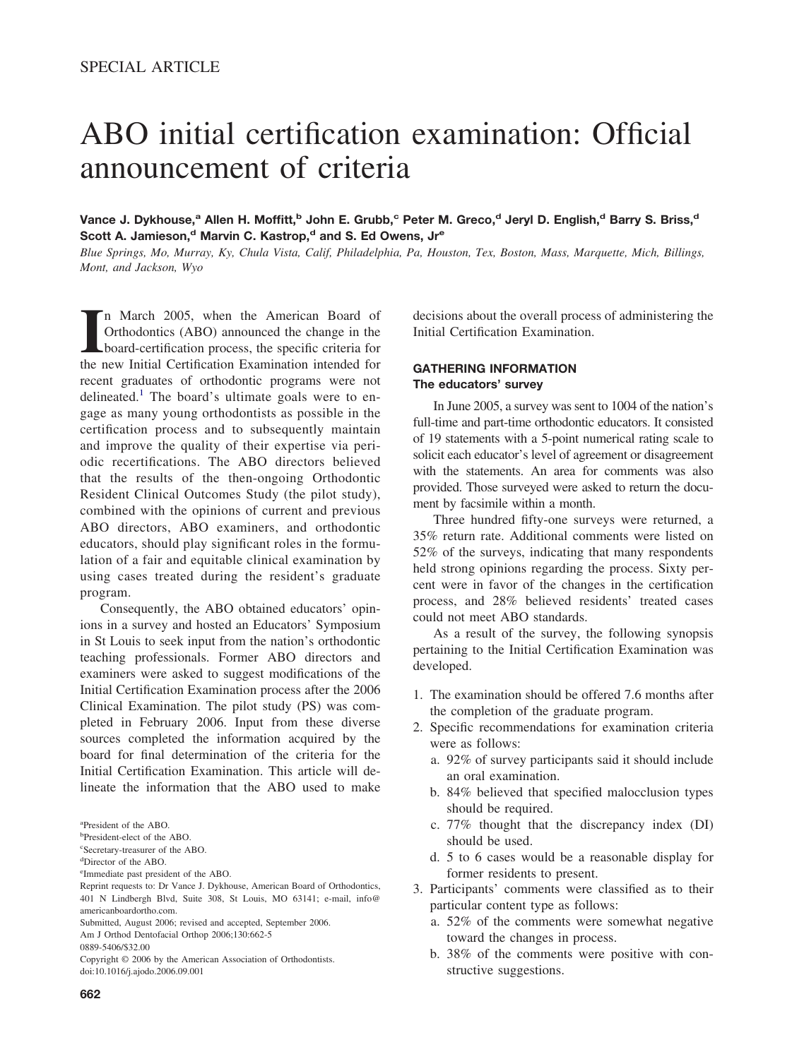SPECIAL ARTICLE

# ABO initial certification examination: Official announcement of criteria

**Vance J. Dykhouse,[a] Allen H. Moffitt,[b] John E. Grubb,[c] Peter M. Greco,[d] Jeryl D. English,[d] Barry S. Briss,[d] Scott A. Jamieson,[d] Marvin C. Kastrop,[d] and S. Ed Owens, Jr[e]**

*Blue Springs, Mo, Murray, Ky, Chula Vista, Calif, Philadelphia, Pa, Houston, Tex, Boston, Mass, Marquette, Mich, Billings, Mont, and Jackson, Wyo*

In March 2005, when the American Board of Orthodontics (ABO) announced the change in the board-certification process, the specific criteria for the new Initial Certification Examination intended for recent graduates of orthodontic programs were not delineated.[1] The board's ultimate goals were to engage as many young orthodontists as possible in the certification process and to subsequently maintain and improve the quality of their expertise via periodic recertifications. The ABO directors believed that the results of the then-ongoing Orthodontic Resident Clinical Outcomes Study (the pilot study), combined with the opinions of current and previous ABO directors, ABO examiners, and orthodontic educators, should play significant roles in the formulation of a fair and equitable clinical examination by using cases treated during the resident's graduate program.

Consequently, the ABO obtained educators' opinions in a survey and hosted an Educators' Symposium in St Louis to seek input from the nation's orthodontic teaching professionals. Former ABO directors and examiners were asked to suggest modifications of the Initial Certification Examination process after the 2006 Clinical Examination. The pilot study (PS) was completed in February 2006. Input from these diverse sources completed the information acquired by the board for final determination of the criteria for the Initial Certification Examination. This article will delineate the information that the ABO used to make decisions about the overall process of administering the Initial Certification Examination.

## GATHERING INFORMATION

### The educators' survey

In June 2005, a survey was sent to 1004 of the nation's full-time and part-time orthodontic educators. It consisted of 19 statements with a 5-point numerical rating scale to solicit each educator's level of agreement or disagreement with the statements. An area for comments was also provided. Those surveyed were asked to return the document by facsimile within a month.

Three hundred fifty-one surveys were returned, a 35% return rate. Additional comments were listed on 52% of the surveys, indicating that many respondents held strong opinions regarding the process. Sixty percent were in favor of the changes in the certification process, and 28% believed residents' treated cases could not meet ABO standards.

As a result of the survey, the following synopsis pertaining to the Initial Certification Examination was developed.

1. The examination should be offered 7.6 months after the completion of the graduate program.
2. Specific recommendations for examination criteria were as follows:
   a. 92% of survey participants said it should include an oral examination.
   b. 84% believed that specified malocclusion types should be required.
   c. 77% thought that the discrepancy index (DI) should be used.
   d. 5 to 6 cases would be a reasonable display for former residents to present.
3. Participants' comments were classified as to their particular content type as follows:
   a. 52% of the comments were somewhat negative toward the changes in process.
   b. 38% of the comments were positive with constructive suggestions.

[a]President of the ABO.
[b]President-elect of the ABO.
[c]Secretary-treasurer of the ABO.
[d]Director of the ABO.
[e]Immediate past president of the ABO.
Reprint requests to: Dr Vance J. Dykhouse, American Board of Orthodontics, 401 N Lindbergh Blvd, Suite 308, St Louis, MO 63141; e-mail, info@americanboardortho.com.
Submitted, August 2006; revised and accepted, September 2006.
Am J Orthod Dentofacial Orthop 2006;130:662-5
0889-5406/$32.00
Copyright © 2006 by the American Association of Orthodontists.
doi:10.1016/j.ajodo.2006.09.001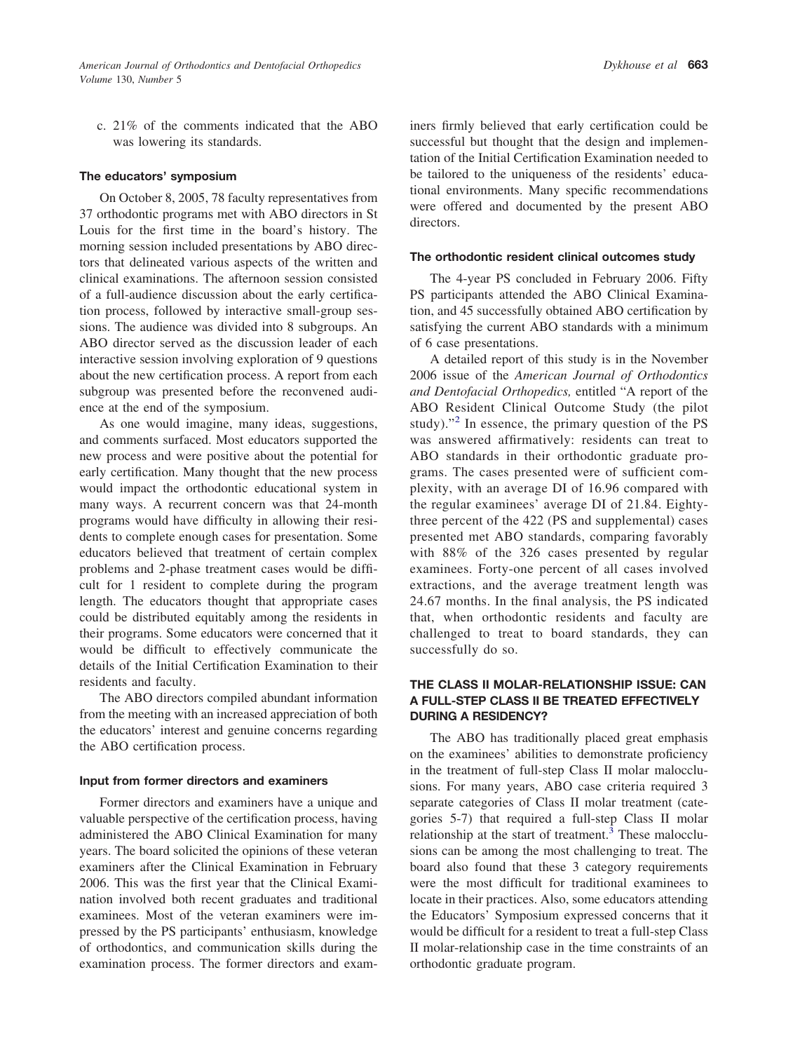c. 21% of the comments indicated that the ABO was lowering its standards.

### The educators' symposium

On October 8, 2005, 78 faculty representatives from 37 orthodontic programs met with ABO directors in St Louis for the first time in the board's history. The morning session included presentations by ABO directors that delineated various aspects of the written and clinical examinations. The afternoon session consisted of a full-audience discussion about the early certification process, followed by interactive small-group sessions. The audience was divided into 8 subgroups. An ABO director served as the discussion leader of each interactive session involving exploration of 9 questions about the new certification process. A report from each subgroup was presented before the reconvened audience at the end of the symposium.

As one would imagine, many ideas, suggestions, and comments surfaced. Most educators supported the new process and were positive about the potential for early certification. Many thought that the new process would impact the orthodontic educational system in many ways. A recurrent concern was that 24-month programs would have difficulty in allowing their residents to complete enough cases for presentation. Some educators believed that treatment of certain complex problems and 2-phase treatment cases would be difficult for 1 resident to complete during the program length. The educators thought that appropriate cases could be distributed equitably among the residents in their programs. Some educators were concerned that it would be difficult to effectively communicate the details of the Initial Certification Examination to their residents and faculty.

The ABO directors compiled abundant information from the meeting with an increased appreciation of both the educators' interest and genuine concerns regarding the ABO certification process.

### Input from former directors and examiners

Former directors and examiners have a unique and valuable perspective of the certification process, having administered the ABO Clinical Examination for many years. The board solicited the opinions of these veteran examiners after the Clinical Examination in February 2006. This was the first year that the Clinical Examination involved both recent graduates and traditional examinees. Most of the veteran examiners were impressed by the PS participants' enthusiasm, knowledge of orthodontics, and communication skills during the examination process. The former directors and examiners firmly believed that early certification could be successful but thought that the design and implementation of the Initial Certification Examination needed to be tailored to the uniqueness of the residents' educational environments. Many specific recommendations were offered and documented by the present ABO directors.

### The orthodontic resident clinical outcomes study

The 4-year PS concluded in February 2006. Fifty PS participants attended the ABO Clinical Examination, and 45 successfully obtained ABO certification by satisfying the current ABO standards with a minimum of 6 case presentations.

A detailed report of this study is in the November 2006 issue of the *American Journal of Orthodontics and Dentofacial Orthopedics,* entitled "A report of the ABO Resident Clinical Outcome Study (the pilot study)."[2] In essence, the primary question of the PS was answered affirmatively: residents can treat to ABO standards in their orthodontic graduate programs. The cases presented were of sufficient complexity, with an average DI of 16.96 compared with the regular examinees' average DI of 21.84. Eighty-three percent of the 422 (PS and supplemental) cases presented met ABO standards, comparing favorably with 88% of the 326 cases presented by regular examinees. Forty-one percent of all cases involved extractions, and the average treatment length was 24.67 months. In the final analysis, the PS indicated that, when orthodontic residents and faculty are challenged to treat to board standards, they can successfully do so.

## THE CLASS II MOLAR-RELATIONSHIP ISSUE: CAN A FULL-STEP CLASS II BE TREATED EFFECTIVELY DURING A RESIDENCY?

The ABO has traditionally placed great emphasis on the examinees' abilities to demonstrate proficiency in the treatment of full-step Class II molar malocclusions. For many years, ABO case criteria required 3 separate categories of Class II molar treatment (categories 5-7) that required a full-step Class II molar relationship at the start of treatment.[3] These malocclusions can be among the most challenging to treat. The board also found that these 3 category requirements were the most difficult for traditional examinees to locate in their practices. Also, some educators attending the Educators' Symposium expressed concerns that it would be difficult for a resident to treat a full-step Class II molar-relationship case in the time constraints of an orthodontic graduate program.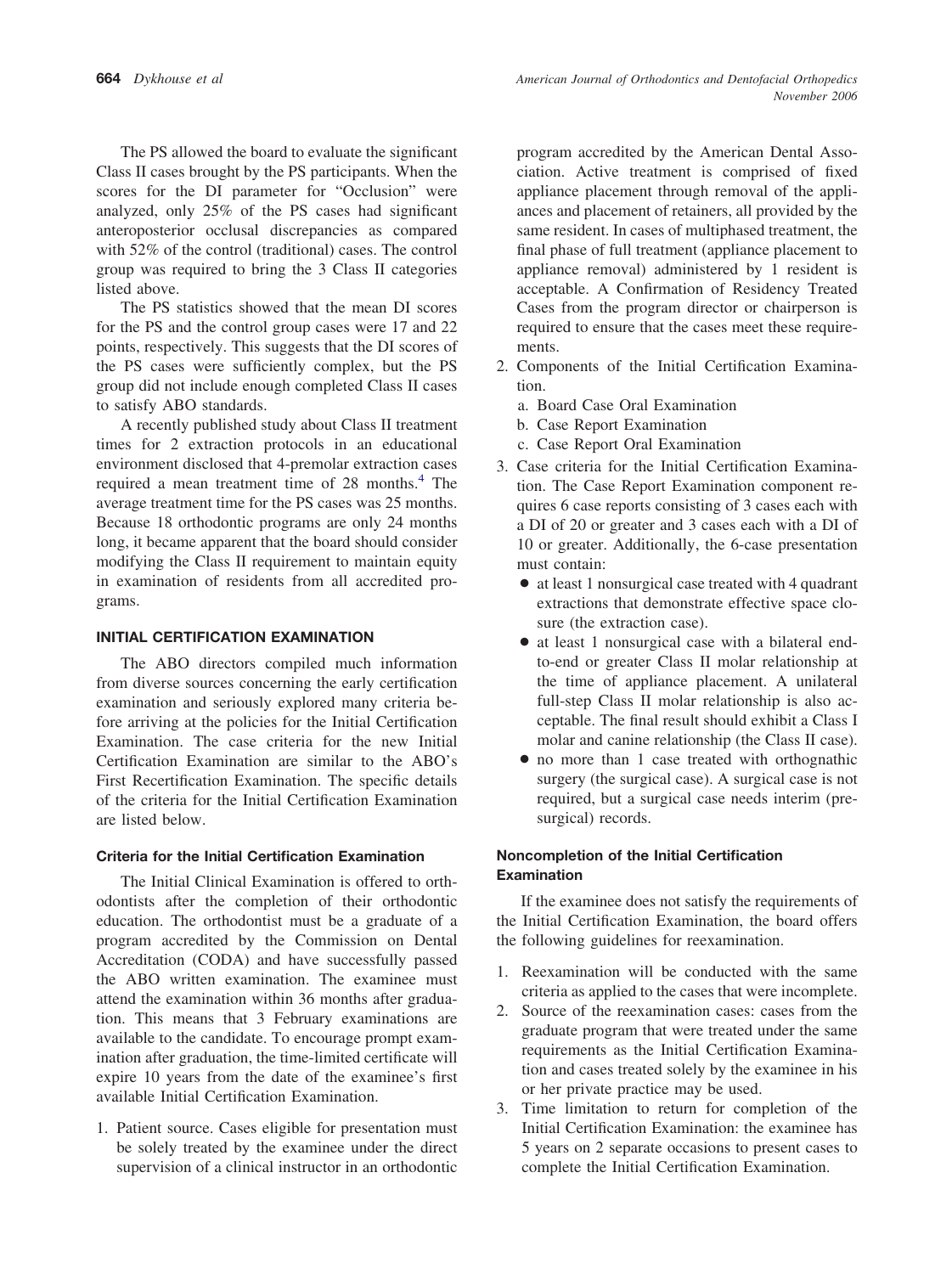The PS allowed the board to evaluate the significant Class II cases brought by the PS participants. When the scores for the DI parameter for "Occlusion" were analyzed, only 25% of the PS cases had significant anteroposterior occlusal discrepancies as compared with 52% of the control (traditional) cases. The control group was required to bring the 3 Class II categories listed above.

The PS statistics showed that the mean DI scores for the PS and the control group cases were 17 and 22 points, respectively. This suggests that the DI scores of the PS cases were sufficiently complex, but the PS group did not include enough completed Class II cases to satisfy ABO standards.

A recently published study about Class II treatment times for 2 extraction protocols in an educational environment disclosed that 4-premolar extraction cases required a mean treatment time of 28 months.[4] The average treatment time for the PS cases was 25 months. Because 18 orthodontic programs are only 24 months long, it became apparent that the board should consider modifying the Class II requirement to maintain equity in examination of residents from all accredited programs.

## INITIAL CERTIFICATION EXAMINATION

The ABO directors compiled much information from diverse sources concerning the early certification examination and seriously explored many criteria before arriving at the policies for the Initial Certification Examination. The case criteria for the new Initial Certification Examination are similar to the ABO's First Recertification Examination. The specific details of the criteria for the Initial Certification Examination are listed below.

### Criteria for the Initial Certification Examination

The Initial Clinical Examination is offered to orthodontists after the completion of their orthodontic education. The orthodontist must be a graduate of a program accredited by the Commission on Dental Accreditation (CODA) and have successfully passed the ABO written examination. The examinee must attend the examination within 36 months after graduation. This means that 3 February examinations are available to the candidate. To encourage prompt examination after graduation, the time-limited certificate will expire 10 years from the date of the examinee's first available Initial Certification Examination.

1. Patient source. Cases eligible for presentation must be solely treated by the examinee under the direct supervision of a clinical instructor in an orthodontic program accredited by the American Dental Association. Active treatment is comprised of fixed appliance placement through removal of the appliances and placement of retainers, all provided by the same resident. In cases of multiphased treatment, the final phase of full treatment (appliance placement to appliance removal) administered by 1 resident is acceptable. A Confirmation of Residency Treated Cases from the program director or chairperson is required to ensure that the cases meet these requirements.
2. Components of the Initial Certification Examination.
   a. Board Case Oral Examination
   b. Case Report Examination
   c. Case Report Oral Examination
3. Case criteria for the Initial Certification Examination. The Case Report Examination component requires 6 case reports consisting of 3 cases each with a DI of 20 or greater and 3 cases each with a DI of 10 or greater. Additionally, the 6-case presentation must contain:
   - at least 1 nonsurgical case treated with 4 quadrant extractions that demonstrate effective space closure (the extraction case).
   - at least 1 nonsurgical case with a bilateral end-to-end or greater Class II molar relationship at the time of appliance placement. A unilateral full-step Class II molar relationship is also acceptable. The final result should exhibit a Class I molar and canine relationship (the Class II case).
   - no more than 1 case treated with orthognathic surgery (the surgical case). A surgical case is not required, but a surgical case needs interim (presurgical) records.

### Noncompletion of the Initial Certification Examination

If the examinee does not satisfy the requirements of the Initial Certification Examination, the board offers the following guidelines for reexamination.

1. Reexamination will be conducted with the same criteria as applied to the cases that were incomplete.
2. Source of the reexamination cases: cases from the graduate program that were treated under the same requirements as the Initial Certification Examination and cases treated solely by the examinee in his or her private practice may be used.
3. Time limitation to return for completion of the Initial Certification Examination: the examinee has 5 years on 2 separate occasions to present cases to complete the Initial Certification Examination.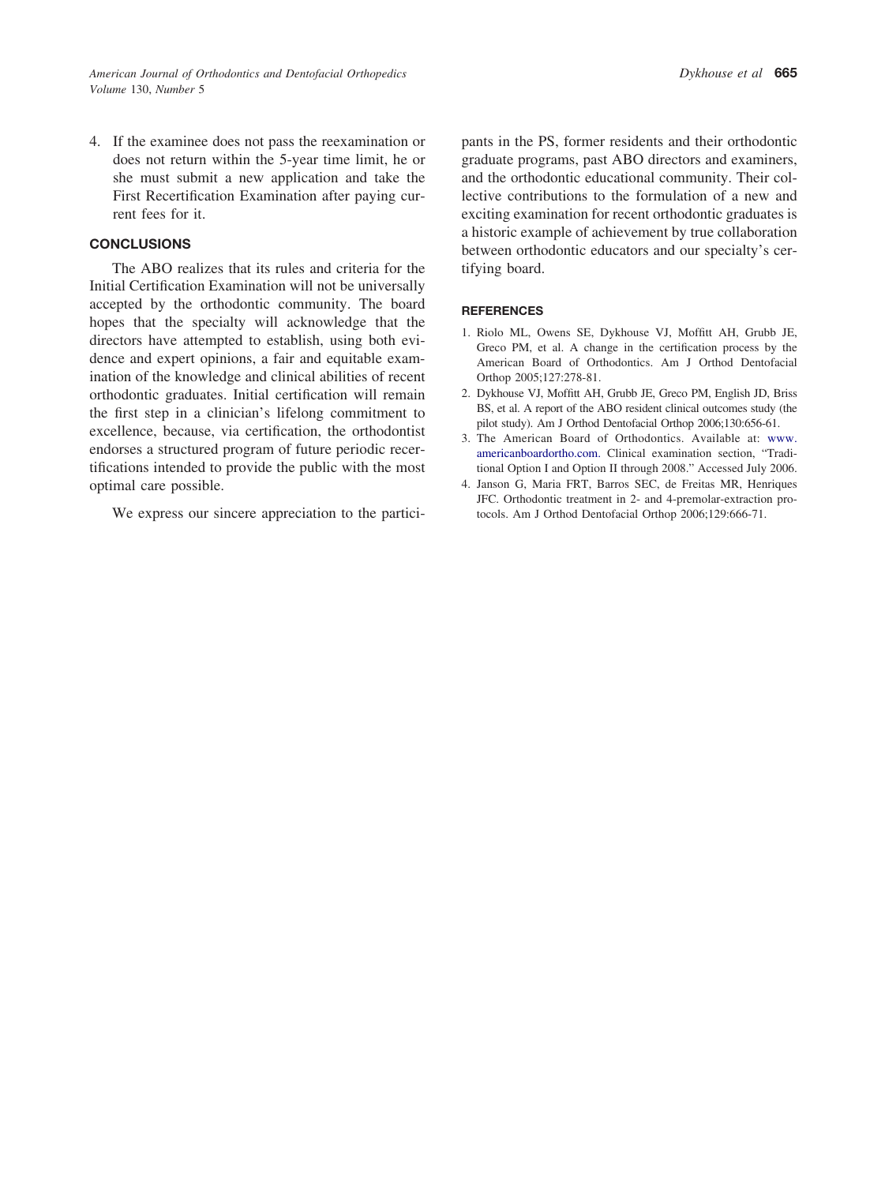4. If the examinee does not pass the reexamination or does not return within the 5-year time limit, he or she must submit a new application and take the First Recertification Examination after paying current fees for it.

## CONCLUSIONS

The ABO realizes that its rules and criteria for the Initial Certification Examination will not be universally accepted by the orthodontic community. The board hopes that the specialty will acknowledge that the directors have attempted to establish, using both evidence and expert opinions, a fair and equitable examination of the knowledge and clinical abilities of recent orthodontic graduates. Initial certification will remain the first step in a clinician's lifelong commitment to excellence, because, via certification, the orthodontist endorses a structured program of future periodic recertifications intended to provide the public with the most optimal care possible.

We express our sincere appreciation to the participants in the PS, former residents and their orthodontic graduate programs, past ABO directors and examiners, and the orthodontic educational community. Their collective contributions to the formulation of a new and exciting examination for recent orthodontic graduates is a historic example of achievement by true collaboration between orthodontic educators and our specialty's certifying board.

## REFERENCES

1. Riolo ML, Owens SE, Dykhouse VJ, Moffitt AH, Grubb JE, Greco PM, et al. A change in the certification process by the American Board of Orthodontics. Am J Orthod Dentofacial Orthop 2005;127:278-81.
2. Dykhouse VJ, Moffitt AH, Grubb JE, Greco PM, English JD, Briss BS, et al. A report of the ABO resident clinical outcomes study (the pilot study). Am J Orthod Dentofacial Orthop 2006;130:656-61.
3. The American Board of Orthodontics. Available at: www.americanboardortho.com. Clinical examination section, "Traditional Option I and Option II through 2008." Accessed July 2006.
4. Janson G, Maria FRT, Barros SEC, de Freitas MR, Henriques JFC. Orthodontic treatment in 2- and 4-premolar-extraction protocols. Am J Orthod Dentofacial Orthop 2006;129:666-71.